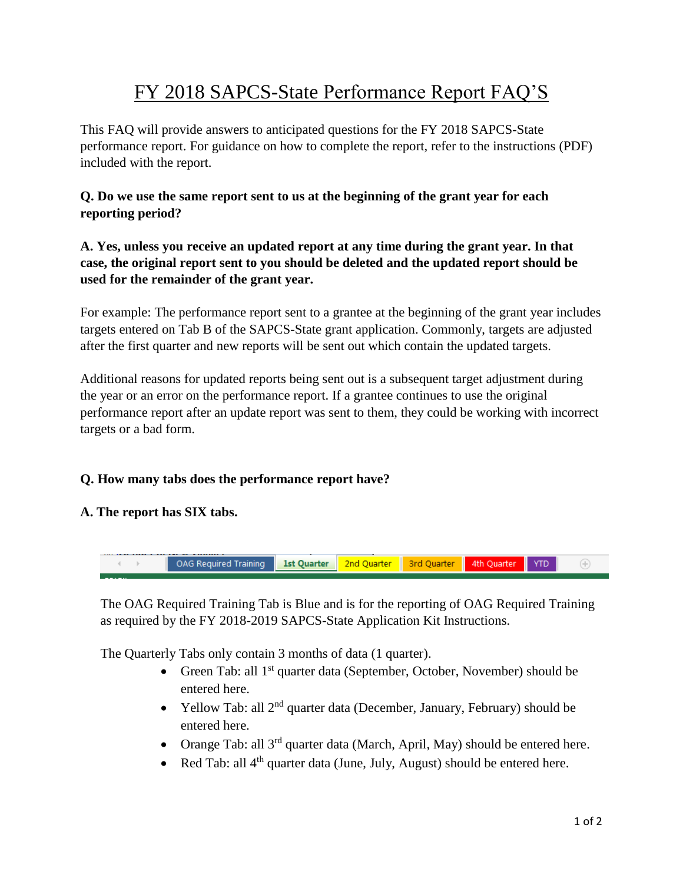# FY 2018 SAPCS-State Performance Report FAQ'S

This FAQ will provide answers to anticipated questions for the FY 2018 SAPCS-State performance report. For guidance on how to complete the report, refer to the instructions (PDF) included with the report.

**Q. Do we use the same report sent to us at the beginning of the grant year for each reporting period?**

**A. Yes, unless you receive an updated report at any time during the grant year. In that case, the original report sent to you should be deleted and the updated report should be used for the remainder of the grant year.**

For example: The performance report sent to a grantee at the beginning of the grant year includes targets entered on Tab B of the SAPCS-State grant application. Commonly, targets are adjusted after the first quarter and new reports will be sent out which contain the updated targets.

Additional reasons for updated reports being sent out is a subsequent target adjustment during the year or an error on the performance report. If a grantee continues to use the original performance report after an update report was sent to them, they could be working with incorrect targets or a bad form.

**Q. How many tabs does the performance report have?**

**A. The report has SIX tabs.**

| OAG Required Training | 1st Quarter | 2nd Quarter | 3rd Quarter | 4th Quarter | YTD |
|---|---|---|---|---|---|

The OAG Required Training Tab is Blue and is for the reporting of OAG Required Training as required by the FY 2018-2019 SAPCS-State Application Kit Instructions.

The Quarterly Tabs only contain 3 months of data (1 quarter).

- Green Tab: all 1st quarter data (September, October, November) should be entered here.
- Yellow Tab: all 2nd quarter data (December, January, February) should be entered here.
- Orange Tab: all 3rd quarter data (March, April, May) should be entered here.
- Red Tab: all 4th quarter data (June, July, August) should be entered here.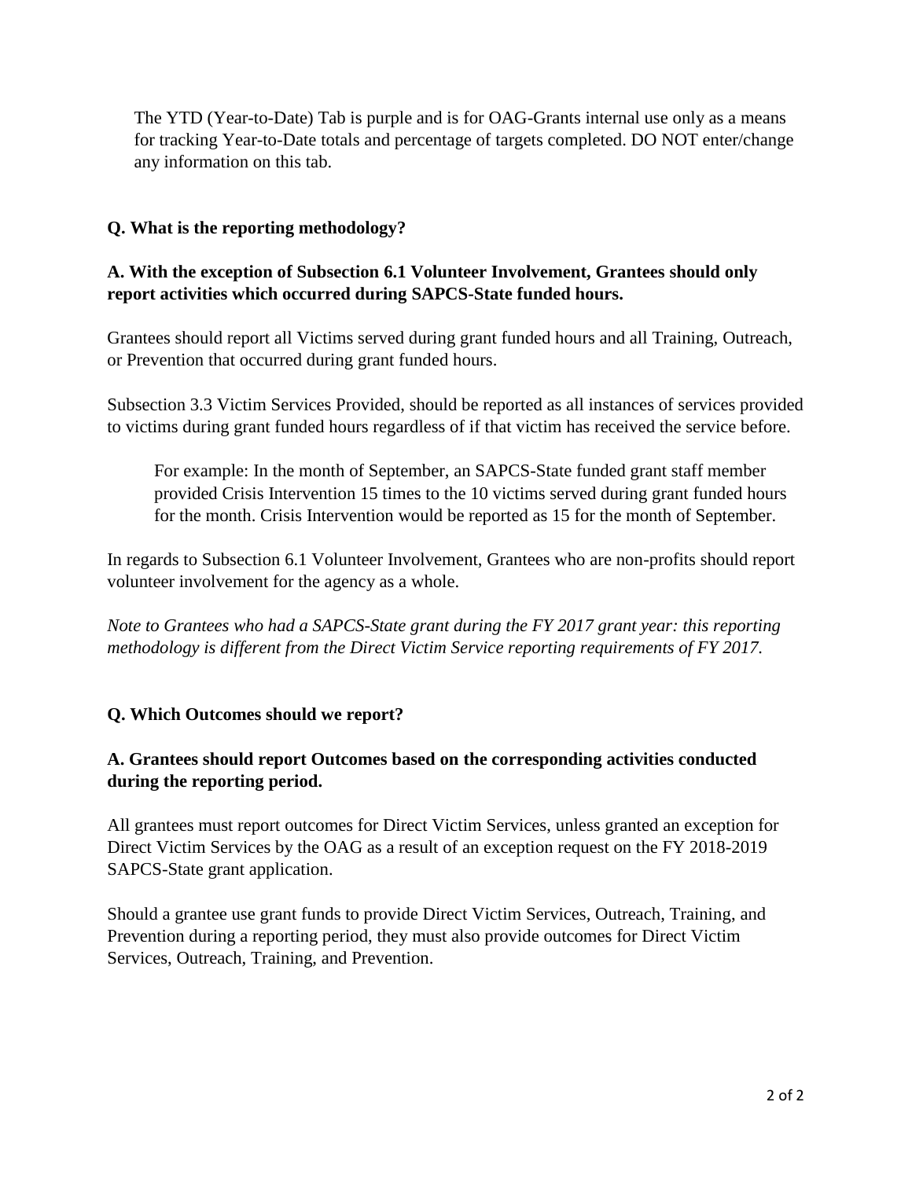The YTD (Year-to-Date) Tab is purple and is for OAG-Grants internal use only as a means for tracking Year-to-Date totals and percentage of targets completed. DO NOT enter/change any information on this tab.

**Q. What is the reporting methodology?**

**A. With the exception of Subsection 6.1 Volunteer Involvement, Grantees should only report activities which occurred during SAPCS-State funded hours.**

Grantees should report all Victims served during grant funded hours and all Training, Outreach, or Prevention that occurred during grant funded hours.

Subsection 3.3 Victim Services Provided, should be reported as all instances of services provided to victims during grant funded hours regardless of if that victim has received the service before.

For example: In the month of September, an SAPCS-State funded grant staff member provided Crisis Intervention 15 times to the 10 victims served during grant funded hours for the month. Crisis Intervention would be reported as 15 for the month of September.

In regards to Subsection 6.1 Volunteer Involvement, Grantees who are non-profits should report volunteer involvement for the agency as a whole.

*Note to Grantees who had a SAPCS-State grant during the FY 2017 grant year: this reporting methodology is different from the Direct Victim Service reporting requirements of FY 2017.*

**Q. Which Outcomes should we report?**

**A. Grantees should report Outcomes based on the corresponding activities conducted during the reporting period.**

All grantees must report outcomes for Direct Victim Services, unless granted an exception for Direct Victim Services by the OAG as a result of an exception request on the FY 2018-2019 SAPCS-State grant application.

Should a grantee use grant funds to provide Direct Victim Services, Outreach, Training, and Prevention during a reporting period, they must also provide outcomes for Direct Victim Services, Outreach, Training, and Prevention.